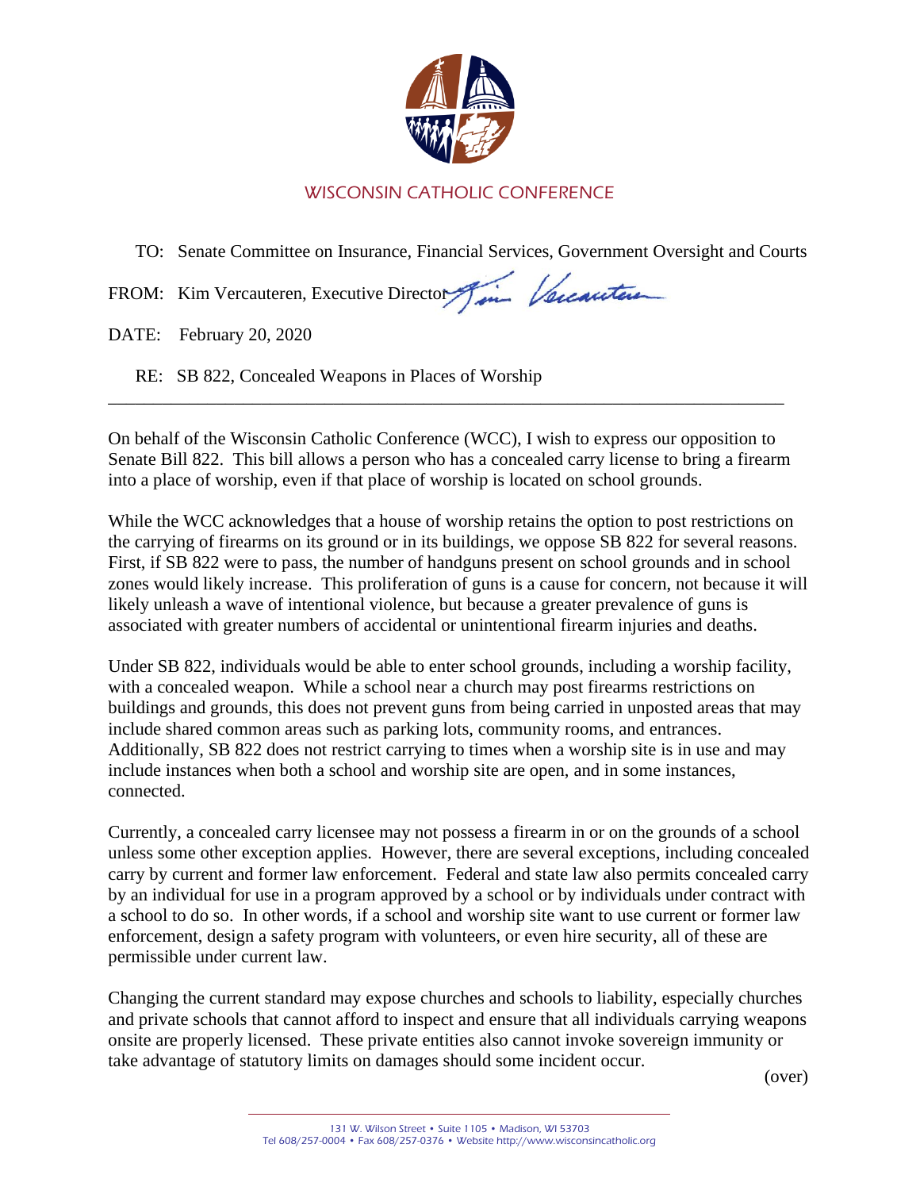WISCONSIN CATHOLIC CONFERENCE

TO: Senate Committee on Insurance, Financial Services, Government Oversight and Courts

FROM: Kim Vercauteren, Executive Director

DATE: February 20, 2020

RE: SB 822, Concealed Weapons in Places of Worship

---

On behalf of the Wisconsin Catholic Conference (WCC), I wish to express our opposition to Senate Bill 822. This bill allows a person who has a concealed carry license to bring a firearm into a place of worship, even if that place of worship is located on school grounds.

While the WCC acknowledges that a house of worship retains the option to post restrictions on the carrying of firearms on its ground or in its buildings, we oppose SB 822 for several reasons. First, if SB 822 were to pass, the number of handguns present on school grounds and in school zones would likely increase. This proliferation of guns is a cause for concern, not because it will likely unleash a wave of intentional violence, but because a greater prevalence of guns is associated with greater numbers of accidental or unintentional firearm injuries and deaths.

Under SB 822, individuals would be able to enter school grounds, including a worship facility, with a concealed weapon. While a school near a church may post firearms restrictions on buildings and grounds, this does not prevent guns from being carried in unposted areas that may include shared common areas such as parking lots, community rooms, and entrances. Additionally, SB 822 does not restrict carrying to times when a worship site is in use and may include instances when both a school and worship site are open, and in some instances, connected.

Currently, a concealed carry licensee may not possess a firearm in or on the grounds of a school unless some other exception applies. However, there are several exceptions, including concealed carry by current and former law enforcement. Federal and state law also permits concealed carry by an individual for use in a program approved by a school or by individuals under contract with a school to do so. In other words, if a school and worship site want to use current or former law enforcement, design a safety program with volunteers, or even hire security, all of these are permissible under current law.

Changing the current standard may expose churches and schools to liability, especially churches and private schools that cannot afford to inspect and ensure that all individuals carrying weapons onsite are properly licensed. These private entities also cannot invoke sovereign immunity or take advantage of statutory limits on damages should some incident occur.

(over)

131 W. Wilson Street • Suite 1105 • Madison, WI 53703
Tel 608/257-0004 • Fax 608/257-0376 • Website http://www.wisconsincatholic.org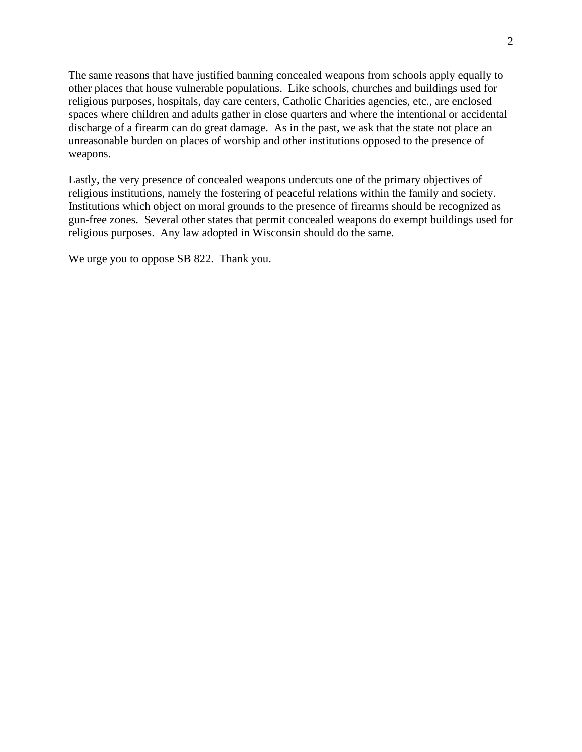The same reasons that have justified banning concealed weapons from schools apply equally to other places that house vulnerable populations. Like schools, churches and buildings used for religious purposes, hospitals, day care centers, Catholic Charities agencies, etc., are enclosed spaces where children and adults gather in close quarters and where the intentional or accidental discharge of a firearm can do great damage. As in the past, we ask that the state not place an unreasonable burden on places of worship and other institutions opposed to the presence of weapons.

Lastly, the very presence of concealed weapons undercuts one of the primary objectives of religious institutions, namely the fostering of peaceful relations within the family and society. Institutions which object on moral grounds to the presence of firearms should be recognized as gun-free zones. Several other states that permit concealed weapons do exempt buildings used for religious purposes. Any law adopted in Wisconsin should do the same.

We urge you to oppose SB 822. Thank you.